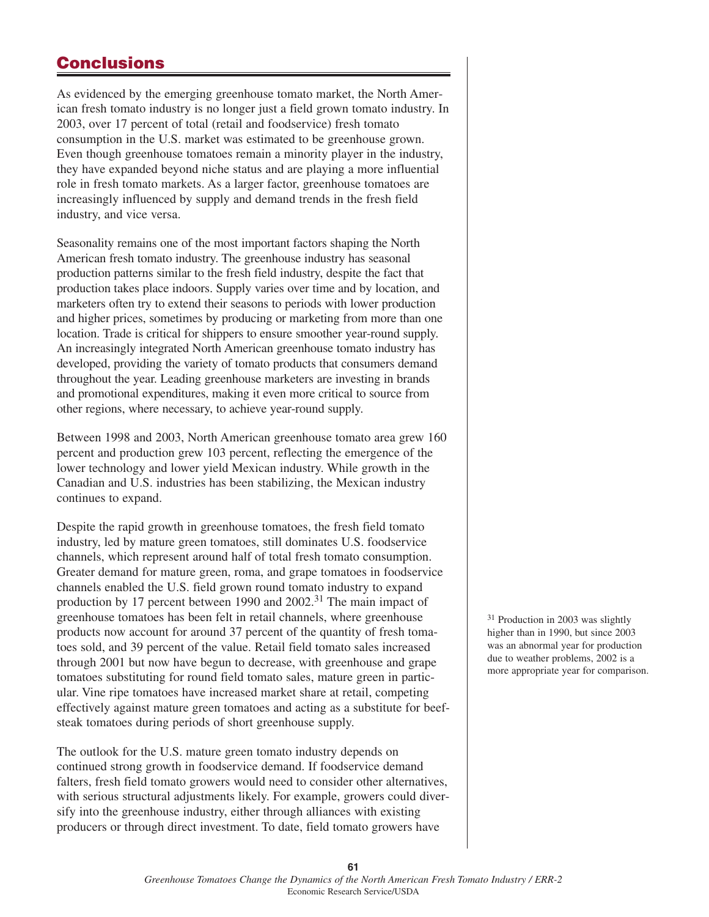# Conclusions

As evidenced by the emerging greenhouse tomato market, the North American fresh tomato industry is no longer just a field grown tomato industry. In 2003, over 17 percent of total (retail and foodservice) fresh tomato consumption in the U.S. market was estimated to be greenhouse grown. Even though greenhouse tomatoes remain a minority player in the industry, they have expanded beyond niche status and are playing a more influential role in fresh tomato markets. As a larger factor, greenhouse tomatoes are increasingly influenced by supply and demand trends in the fresh field industry, and vice versa.

Seasonality remains one of the most important factors shaping the North American fresh tomato industry. The greenhouse industry has seasonal production patterns similar to the fresh field industry, despite the fact that production takes place indoors. Supply varies over time and by location, and marketers often try to extend their seasons to periods with lower production and higher prices, sometimes by producing or marketing from more than one location. Trade is critical for shippers to ensure smoother year-round supply. An increasingly integrated North American greenhouse tomato industry has developed, providing the variety of tomato products that consumers demand throughout the year. Leading greenhouse marketers are investing in brands and promotional expenditures, making it even more critical to source from other regions, where necessary, to achieve year-round supply.

Between 1998 and 2003, North American greenhouse tomato area grew 160 percent and production grew 103 percent, reflecting the emergence of the lower technology and lower yield Mexican industry. While growth in the Canadian and U.S. industries has been stabilizing, the Mexican industry continues to expand.

Despite the rapid growth in greenhouse tomatoes, the fresh field tomato industry, led by mature green tomatoes, still dominates U.S. foodservice channels, which represent around half of total fresh tomato consumption. Greater demand for mature green, roma, and grape tomatoes in foodservice channels enabled the U.S. field grown round tomato industry to expand production by 17 percent between 1990 and 2002.[31] The main impact of greenhouse tomatoes has been felt in retail channels, where greenhouse products now account for around 37 percent of the quantity of fresh tomatoes sold, and 39 percent of the value. Retail field tomato sales increased through 2001 but now have begun to decrease, with greenhouse and grape tomatoes substituting for round field tomato sales, mature green in particular. Vine ripe tomatoes have increased market share at retail, competing effectively against mature green tomatoes and acting as a substitute for beefsteak tomatoes during periods of short greenhouse supply.

The outlook for the U.S. mature green tomato industry depends on continued strong growth in foodservice demand. If foodservice demand falters, fresh field tomato growers would need to consider other alternatives, with serious structural adjustments likely. For example, growers could diversify into the greenhouse industry, either through alliances with existing producers or through direct investment. To date, field tomato growers have

[31] Production in 2003 was slightly higher than in 1990, but since 2003 was an abnormal year for production due to weather problems, 2002 is a more appropriate year for comparison.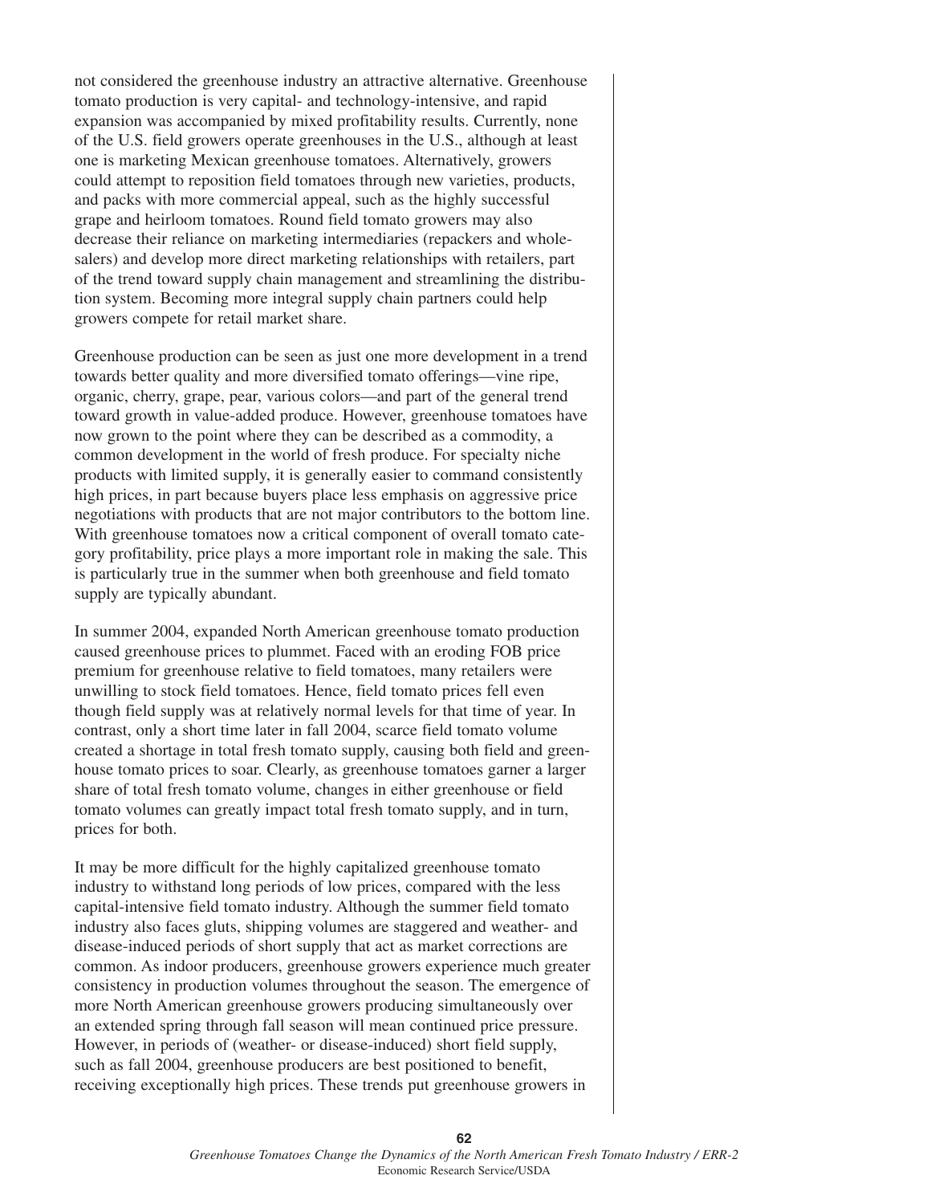not considered the greenhouse industry an attractive alternative. Greenhouse tomato production is very capital- and technology-intensive, and rapid expansion was accompanied by mixed profitability results. Currently, none of the U.S. field growers operate greenhouses in the U.S., although at least one is marketing Mexican greenhouse tomatoes. Alternatively, growers could attempt to reposition field tomatoes through new varieties, products, and packs with more commercial appeal, such as the highly successful grape and heirloom tomatoes. Round field tomato growers may also decrease their reliance on marketing intermediaries (repackers and wholesalers) and develop more direct marketing relationships with retailers, part of the trend toward supply chain management and streamlining the distribution system. Becoming more integral supply chain partners could help growers compete for retail market share.

Greenhouse production can be seen as just one more development in a trend towards better quality and more diversified tomato offerings—vine ripe, organic, cherry, grape, pear, various colors—and part of the general trend toward growth in value-added produce. However, greenhouse tomatoes have now grown to the point where they can be described as a commodity, a common development in the world of fresh produce. For specialty niche products with limited supply, it is generally easier to command consistently high prices, in part because buyers place less emphasis on aggressive price negotiations with products that are not major contributors to the bottom line. With greenhouse tomatoes now a critical component of overall tomato category profitability, price plays a more important role in making the sale. This is particularly true in the summer when both greenhouse and field tomato supply are typically abundant.

In summer 2004, expanded North American greenhouse tomato production caused greenhouse prices to plummet. Faced with an eroding FOB price premium for greenhouse relative to field tomatoes, many retailers were unwilling to stock field tomatoes. Hence, field tomato prices fell even though field supply was at relatively normal levels for that time of year. In contrast, only a short time later in fall 2004, scarce field tomato volume created a shortage in total fresh tomato supply, causing both field and greenhouse tomato prices to soar. Clearly, as greenhouse tomatoes garner a larger share of total fresh tomato volume, changes in either greenhouse or field tomato volumes can greatly impact total fresh tomato supply, and in turn, prices for both.

It may be more difficult for the highly capitalized greenhouse tomato industry to withstand long periods of low prices, compared with the less capital-intensive field tomato industry. Although the summer field tomato industry also faces gluts, shipping volumes are staggered and weather- and disease-induced periods of short supply that act as market corrections are common. As indoor producers, greenhouse growers experience much greater consistency in production volumes throughout the season. The emergence of more North American greenhouse growers producing simultaneously over an extended spring through fall season will mean continued price pressure. However, in periods of (weather- or disease-induced) short field supply, such as fall 2004, greenhouse producers are best positioned to benefit, receiving exceptionally high prices. These trends put greenhouse growers in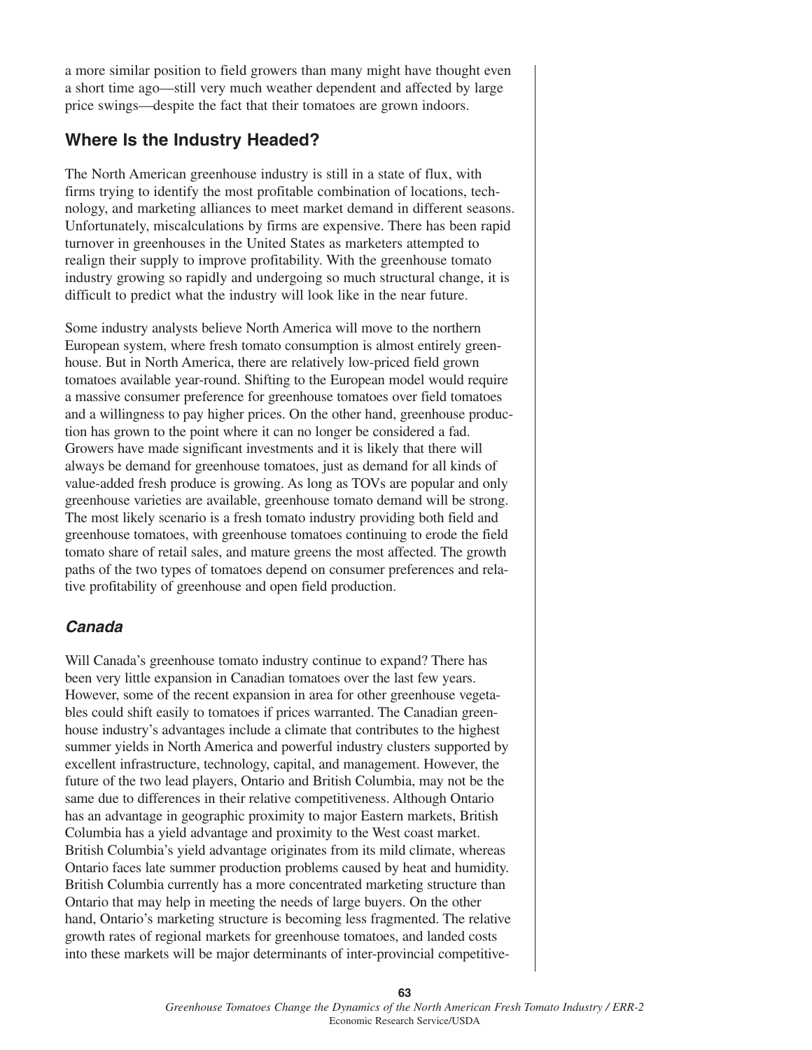a more similar position to field growers than many might have thought even a short time ago—still very much weather dependent and affected by large price swings—despite the fact that their tomatoes are grown indoors.

## Where Is the Industry Headed?

The North American greenhouse industry is still in a state of flux, with firms trying to identify the most profitable combination of locations, technology, and marketing alliances to meet market demand in different seasons. Unfortunately, miscalculations by firms are expensive. There has been rapid turnover in greenhouses in the United States as marketers attempted to realign their supply to improve profitability. With the greenhouse tomato industry growing so rapidly and undergoing so much structural change, it is difficult to predict what the industry will look like in the near future.

Some industry analysts believe North America will move to the northern European system, where fresh tomato consumption is almost entirely greenhouse. But in North America, there are relatively low-priced field grown tomatoes available year-round. Shifting to the European model would require a massive consumer preference for greenhouse tomatoes over field tomatoes and a willingness to pay higher prices. On the other hand, greenhouse production has grown to the point where it can no longer be considered a fad. Growers have made significant investments and it is likely that there will always be demand for greenhouse tomatoes, just as demand for all kinds of value-added fresh produce is growing. As long as TOVs are popular and only greenhouse varieties are available, greenhouse tomato demand will be strong. The most likely scenario is a fresh tomato industry providing both field and greenhouse tomatoes, with greenhouse tomatoes continuing to erode the field tomato share of retail sales, and mature greens the most affected. The growth paths of the two types of tomatoes depend on consumer preferences and relative profitability of greenhouse and open field production.

### *Canada*

Will Canada's greenhouse tomato industry continue to expand? There has been very little expansion in Canadian tomatoes over the last few years. However, some of the recent expansion in area for other greenhouse vegetables could shift easily to tomatoes if prices warranted. The Canadian greenhouse industry's advantages include a climate that contributes to the highest summer yields in North America and powerful industry clusters supported by excellent infrastructure, technology, capital, and management. However, the future of the two lead players, Ontario and British Columbia, may not be the same due to differences in their relative competitiveness. Although Ontario has an advantage in geographic proximity to major Eastern markets, British Columbia has a yield advantage and proximity to the West coast market. British Columbia's yield advantage originates from its mild climate, whereas Ontario faces late summer production problems caused by heat and humidity. British Columbia currently has a more concentrated marketing structure than Ontario that may help in meeting the needs of large buyers. On the other hand, Ontario's marketing structure is becoming less fragmented. The relative growth rates of regional markets for greenhouse tomatoes, and landed costs into these markets will be major determinants of inter-provincial competitive-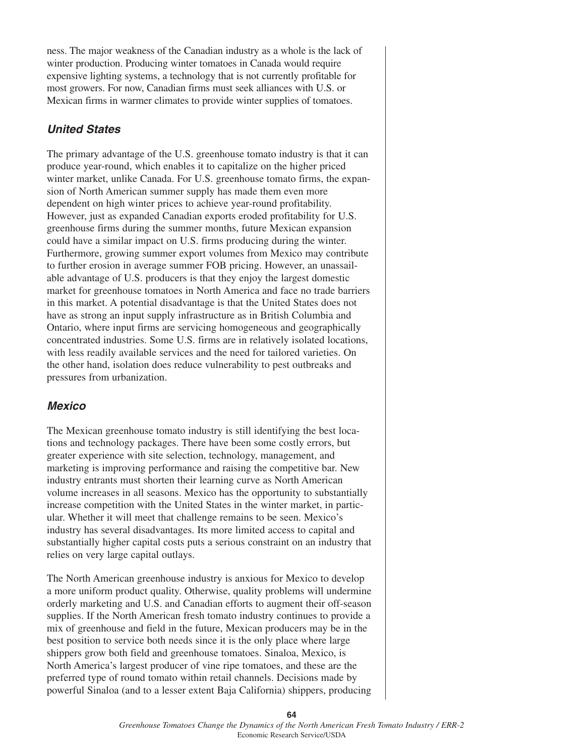ness. The major weakness of the Canadian industry as a whole is the lack of winter production. Producing winter tomatoes in Canada would require expensive lighting systems, a technology that is not currently profitable for most growers. For now, Canadian firms must seek alliances with U.S. or Mexican firms in warmer climates to provide winter supplies of tomatoes.

### *United States*

The primary advantage of the U.S. greenhouse tomato industry is that it can produce year-round, which enables it to capitalize on the higher priced winter market, unlike Canada. For U.S. greenhouse tomato firms, the expansion of North American summer supply has made them even more dependent on high winter prices to achieve year-round profitability. However, just as expanded Canadian exports eroded profitability for U.S. greenhouse firms during the summer months, future Mexican expansion could have a similar impact on U.S. firms producing during the winter. Furthermore, growing summer export volumes from Mexico may contribute to further erosion in average summer FOB pricing. However, an unassailable advantage of U.S. producers is that they enjoy the largest domestic market for greenhouse tomatoes in North America and face no trade barriers in this market. A potential disadvantage is that the United States does not have as strong an input supply infrastructure as in British Columbia and Ontario, where input firms are servicing homogeneous and geographically concentrated industries. Some U.S. firms are in relatively isolated locations, with less readily available services and the need for tailored varieties. On the other hand, isolation does reduce vulnerability to pest outbreaks and pressures from urbanization.

### *Mexico*

The Mexican greenhouse tomato industry is still identifying the best locations and technology packages. There have been some costly errors, but greater experience with site selection, technology, management, and marketing is improving performance and raising the competitive bar. New industry entrants must shorten their learning curve as North American volume increases in all seasons. Mexico has the opportunity to substantially increase competition with the United States in the winter market, in particular. Whether it will meet that challenge remains to be seen. Mexico's industry has several disadvantages. Its more limited access to capital and substantially higher capital costs puts a serious constraint on an industry that relies on very large capital outlays.

The North American greenhouse industry is anxious for Mexico to develop a more uniform product quality. Otherwise, quality problems will undermine orderly marketing and U.S. and Canadian efforts to augment their off-season supplies. If the North American fresh tomato industry continues to provide a mix of greenhouse and field in the future, Mexican producers may be in the best position to service both needs since it is the only place where large shippers grow both field and greenhouse tomatoes. Sinaloa, Mexico, is North America's largest producer of vine ripe tomatoes, and these are the preferred type of round tomato within retail channels. Decisions made by powerful Sinaloa (and to a lesser extent Baja California) shippers, producing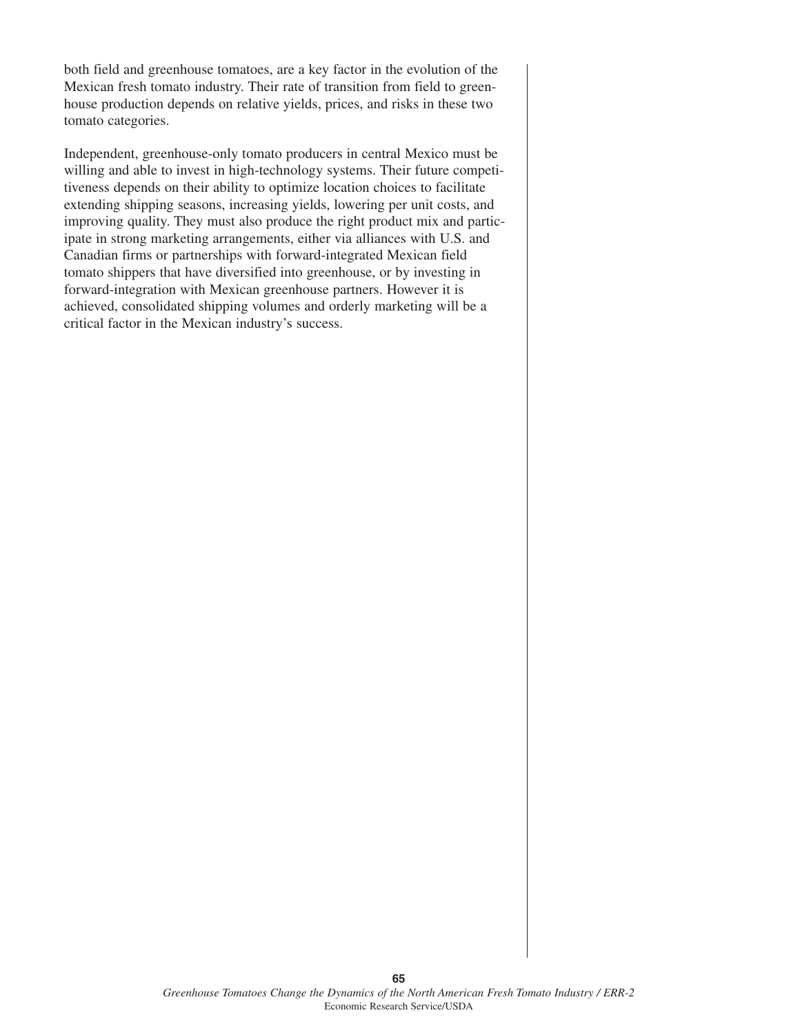both field and greenhouse tomatoes, are a key factor in the evolution of the Mexican fresh tomato industry. Their rate of transition from field to greenhouse production depends on relative yields, prices, and risks in these two tomato categories.

Independent, greenhouse-only tomato producers in central Mexico must be willing and able to invest in high-technology systems. Their future competitiveness depends on their ability to optimize location choices to facilitate extending shipping seasons, increasing yields, lowering per unit costs, and improving quality. They must also produce the right product mix and participate in strong marketing arrangements, either via alliances with U.S. and Canadian firms or partnerships with forward-integrated Mexican field tomato shippers that have diversified into greenhouse, or by investing in forward-integration with Mexican greenhouse partners. However it is achieved, consolidated shipping volumes and orderly marketing will be a critical factor in the Mexican industry's success.